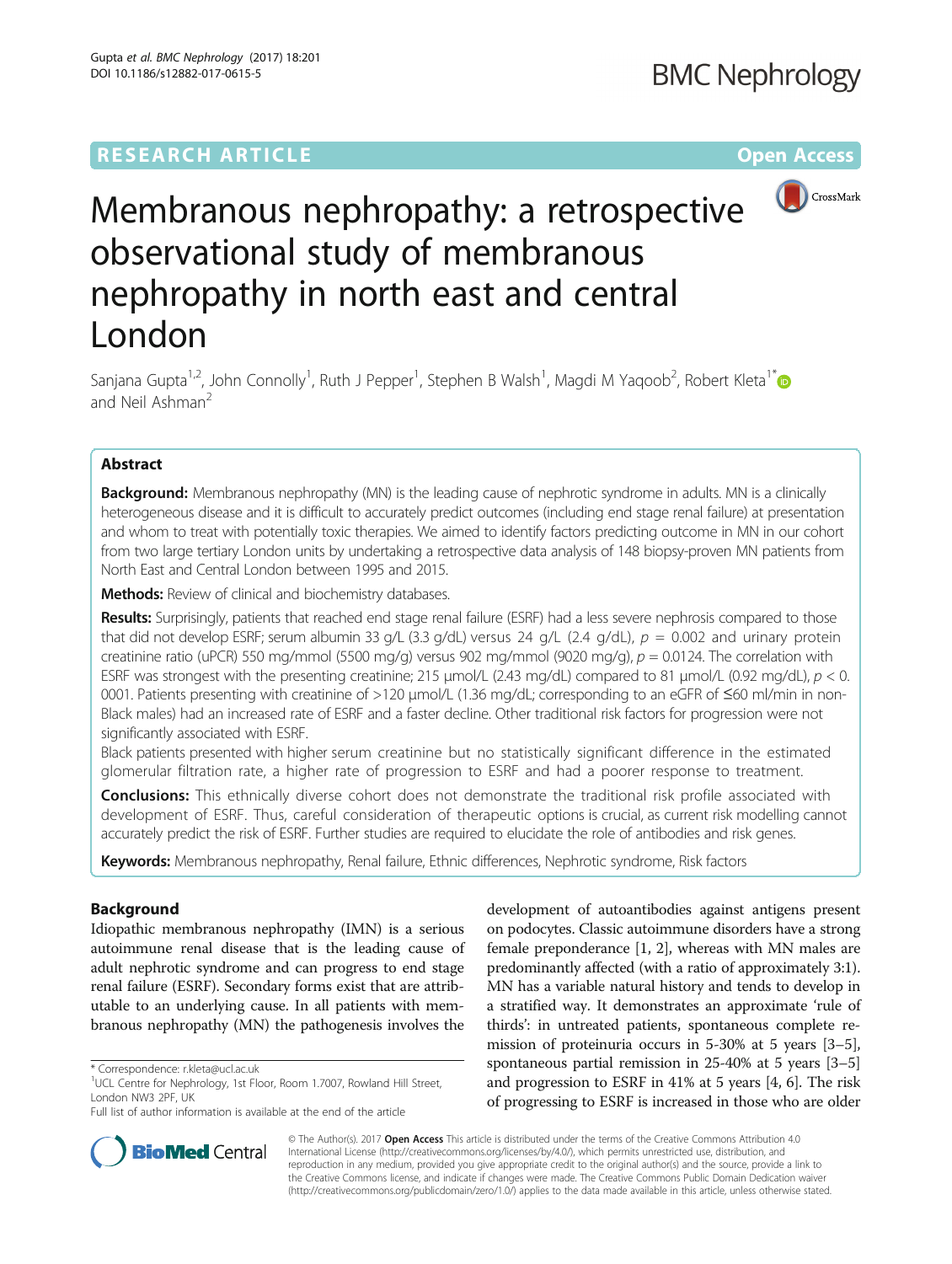RESEARCH ARTICLE

Open Access

# Membranous nephropathy: a retrospective observational study of membranous nephropathy in north east and central London

Sanjana Gupta[1,2], John Connolly[1], Ruth J Pepper[1], Stephen B Walsh[1], Magdi M Yaqoob[2], Robert Kleta[1*] and Neil Ashman[2]

## Abstract

**Background:** Membranous nephropathy (MN) is the leading cause of nephrotic syndrome in adults. MN is a clinically heterogeneous disease and it is difficult to accurately predict outcomes (including end stage renal failure) at presentation and whom to treat with potentially toxic therapies. We aimed to identify factors predicting outcome in MN in our cohort from two large tertiary London units by undertaking a retrospective data analysis of 148 biopsy-proven MN patients from North East and Central London between 1995 and 2015.

**Methods:** Review of clinical and biochemistry databases.

**Results:** Surprisingly, patients that reached end stage renal failure (ESRF) had a less severe nephrosis compared to those that did not develop ESRF; serum albumin 33 g/L (3.3 g/dL) versus 24 g/L (2.4 g/dL), $p = 0.002$ and urinary protein creatinine ratio (uPCR) 550 mg/mmol (5500 mg/g) versus 902 mg/mmol (9020 mg/g), $p = 0.0124$. The correlation with ESRF was strongest with the presenting creatinine; 215 μmol/L (2.43 mg/dL) compared to 81 μmol/L (0.92 mg/dL), $p < 0.0001$. Patients presenting with creatinine of >120 μmol/L (1.36 mg/dL; corresponding to an eGFR of ≤60 ml/min in non-Black males) had an increased rate of ESRF and a faster decline. Other traditional risk factors for progression were not significantly associated with ESRF.

Black patients presented with higher serum creatinine but no statistically significant difference in the estimated glomerular filtration rate, a higher rate of progression to ESRF and had a poorer response to treatment.

**Conclusions:** This ethnically diverse cohort does not demonstrate the traditional risk profile associated with development of ESRF. Thus, careful consideration of therapeutic options is crucial, as current risk modelling cannot accurately predict the risk of ESRF. Further studies are required to elucidate the role of antibodies and risk genes.

**Keywords:** Membranous nephropathy, Renal failure, Ethnic differences, Nephrotic syndrome, Risk factors

## Background

Idiopathic membranous nephropathy (IMN) is a serious autoimmune renal disease that is the leading cause of adult nephrotic syndrome and can progress to end stage renal failure (ESRF). Secondary forms exist that are attributable to an underlying cause. In all patients with membranous nephropathy (MN) the pathogenesis involves the development of autoantibodies against antigens present on podocytes. Classic autoimmune disorders have a strong female preponderance [1, 2], whereas with MN males are predominantly affected (with a ratio of approximately 3:1). MN has a variable natural history and tends to develop in a stratified way. It demonstrates an approximate 'rule of thirds': in untreated patients, spontaneous complete remission of proteinuria occurs in 5-30% at 5 years [3–5], spontaneous partial remission in 25-40% at 5 years [3–5] and progression to ESRF in 41% at 5 years [4, 6]. The risk of progressing to ESRF is increased in those who are older

\* Correspondence: r.kleta@ucl.ac.uk
[1]UCL Centre for Nephrology, 1st Floor, Room 1.7007, Rowland Hill Street, London NW3 2PF, UK
Full list of author information is available at the end of the article

© The Author(s). 2017 **Open Access** This article is distributed under the terms of the Creative Commons Attribution 4.0 International License (http://creativecommons.org/licenses/by/4.0/), which permits unrestricted use, distribution, and reproduction in any medium, provided you give appropriate credit to the original author(s) and the source, provide a link to the Creative Commons license, and indicate if changes were made. The Creative Commons Public Domain Dedication waiver (http://creativecommons.org/publicdomain/zero/1.0/) applies to the data made available in this article, unless otherwise stated.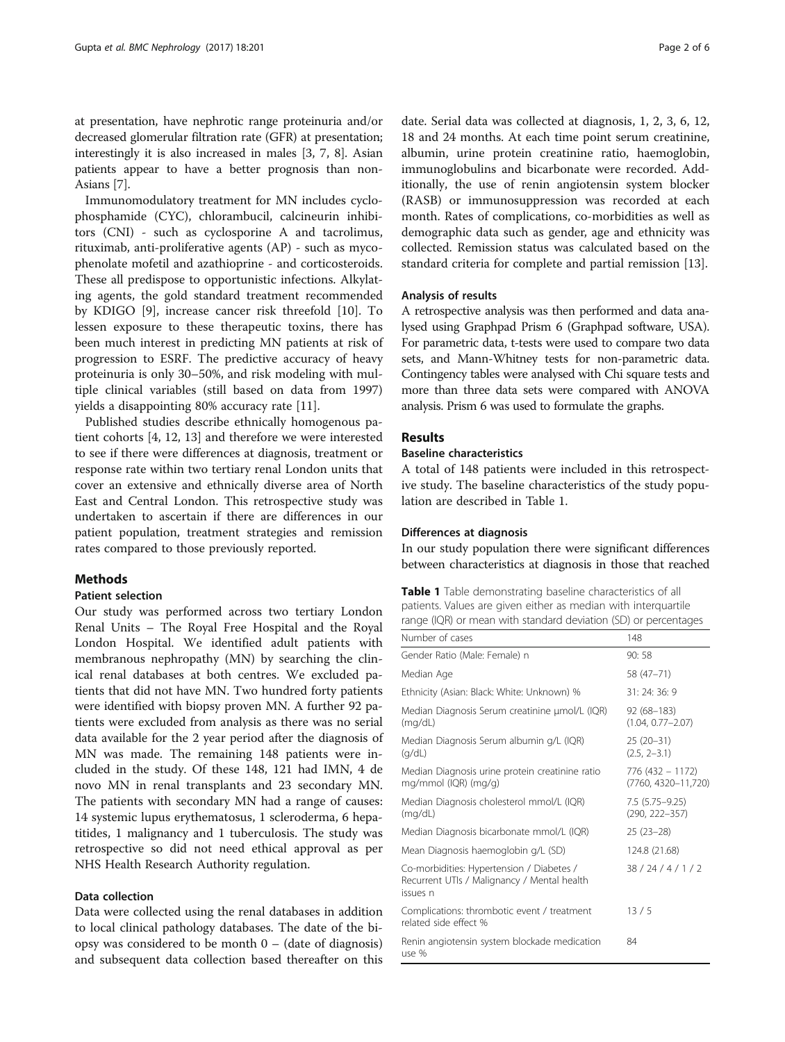at presentation, have nephrotic range proteinuria and/or decreased glomerular filtration rate (GFR) at presentation; interestingly it is also increased in males [3, 7, 8]. Asian patients appear to have a better prognosis than non-Asians [7].

Immunomodulatory treatment for MN includes cyclophosphamide (CYC), chlorambucil, calcineurin inhibitors (CNI) - such as cyclosporine A and tacrolimus, rituximab, anti-proliferative agents (AP) - such as mycophenolate mofetil and azathioprine - and corticosteroids. These all predispose to opportunistic infections. Alkylating agents, the gold standard treatment recommended by KDIGO [9], increase cancer risk threefold [10]. To lessen exposure to these therapeutic toxins, there has been much interest in predicting MN patients at risk of progression to ESRF. The predictive accuracy of heavy proteinuria is only 30–50%, and risk modeling with multiple clinical variables (still based on data from 1997) yields a disappointing 80% accuracy rate [11].

Published studies describe ethnically homogenous patient cohorts [4, 12, 13] and therefore we were interested to see if there were differences at diagnosis, treatment or response rate within two tertiary renal London units that cover an extensive and ethnically diverse area of North East and Central London. This retrospective study was undertaken to ascertain if there are differences in our patient population, treatment strategies and remission rates compared to those previously reported.

## Methods

### Patient selection

Our study was performed across two tertiary London Renal Units – The Royal Free Hospital and the Royal London Hospital. We identified adult patients with membranous nephropathy (MN) by searching the clinical renal databases at both centres. We excluded patients that did not have MN. Two hundred forty patients were identified with biopsy proven MN. A further 92 patients were excluded from analysis as there was no serial data available for the 2 year period after the diagnosis of MN was made. The remaining 148 patients were included in the study. Of these 148, 121 had IMN, 4 de novo MN in renal transplants and 23 secondary MN. The patients with secondary MN had a range of causes: 14 systemic lupus erythematosus, 1 scleroderma, 6 hepatitides, 1 malignancy and 1 tuberculosis. The study was retrospective so did not need ethical approval as per NHS Health Research Authority regulation.

### Data collection

Data were collected using the renal databases in addition to local clinical pathology databases. The date of the biopsy was considered to be month 0 – (date of diagnosis) and subsequent data collection based thereafter on this date. Serial data was collected at diagnosis, 1, 2, 3, 6, 12, 18 and 24 months. At each time point serum creatinine, albumin, urine protein creatinine ratio, haemoglobin, immunoglobulins and bicarbonate were recorded. Additionally, the use of renin angiotensin system blocker (RASB) or immunosuppression was recorded at each month. Rates of complications, co-morbidities as well as demographic data such as gender, age and ethnicity was collected. Remission status was calculated based on the standard criteria for complete and partial remission [13].

### Analysis of results

A retrospective analysis was then performed and data analysed using Graphpad Prism 6 (Graphpad software, USA). For parametric data, t-tests were used to compare two data sets, and Mann-Whitney tests for non-parametric data. Contingency tables were analysed with Chi square tests and more than three data sets were compared with ANOVA analysis. Prism 6 was used to formulate the graphs.

## Results

### Baseline characteristics

A total of 148 patients were included in this retrospective study. The baseline characteristics of the study population are described in Table 1.

### Differences at diagnosis

In our study population there were significant differences between characteristics at diagnosis in those that reached

**Table 1** Table demonstrating baseline characteristics of all patients. Values are given either as median with interquartile range (IQR) or mean with standard deviation (SD) or percentages

| Number of cases | 148 |
|---|---|
| Gender Ratio (Male: Female) n | 90: 58 |
| Median Age | 58 (47–71) |
| Ethnicity (Asian: Black: White: Unknown) % | 31: 24: 36: 9 |
| Median Diagnosis Serum creatinine μmol/L (IQR) (mg/dL) | 92 (68–183) (1.04, 0.77–2.07) |
| Median Diagnosis Serum albumin g/L (IQR) (g/dL) | 25 (20–31) (2.5, 2–3.1) |
| Median Diagnosis urine protein creatinine ratio mg/mmol (IQR) (mg/g) | 776 (432 – 1172) (7760, 4320–11,720) |
| Median Diagnosis cholesterol mmol/L (IQR) (mg/dL) | 7.5 (5.75–9.25) (290, 222–357) |
| Median Diagnosis bicarbonate mmol/L (IQR) | 25 (23–28) |
| Mean Diagnosis haemoglobin g/L (SD) | 124.8 (21.68) |
| Co-morbidities: Hypertension / Diabetes / Recurrent UTIs / Malignancy / Mental health issues n | 38 / 24 / 4 / 1 / 2 |
| Complications: thrombotic event / treatment related side effect % | 13 / 5 |
| Renin angiotensin system blockade medication use % | 84 |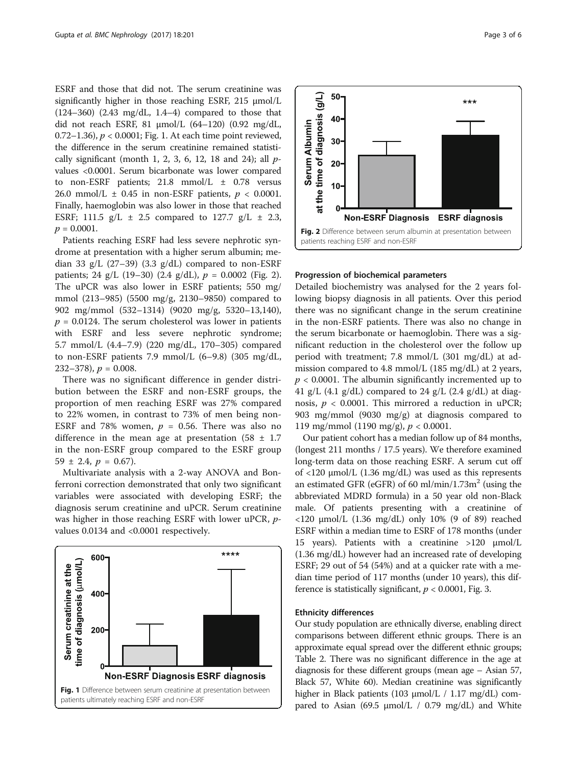ESRF and those that did not. The serum creatinine was significantly higher in those reaching ESRF, 215 μmol/L (124–360) (2.43 mg/dL, 1.4–4) compared to those that did not reach ESRF, 81 μmol/L (64–120) (0.92 mg/dL, 0.72–1.36), $p < 0.0001$; Fig. 1. At each time point reviewed, the difference in the serum creatinine remained statistically significant (month 1, 2, 3, 6, 12, 18 and 24); all *p*-values <0.0001. Serum bicarbonate was lower compared to non-ESRF patients; 21.8 mmol/L ± 0.78 versus 26.0 mmol/L ± 0.45 in non-ESRF patients, $p < 0.0001$. Finally, haemoglobin was also lower in those that reached ESRF; 111.5 g/L ± 2.5 compared to 127.7 g/L ± 2.3, $p = 0.0001$.

Patients reaching ESRF had less severe nephrotic syndrome at presentation with a higher serum albumin; median 33 g/L (27–39) (3.3 g/dL) compared to non-ESRF patients; 24 g/L (19–30) (2.4 g/dL), $p = 0.0002$ (Fig. 2). The uPCR was also lower in ESRF patients; 550 mg/mmol (213–985) (5500 mg/g, 2130–9850) compared to 902 mg/mmol (532–1314) (9020 mg/g, 5320–13,140), $p = 0.0124$. The serum cholesterol was lower in patients with ESRF and less severe nephrotic syndrome; 5.7 mmol/L (4.4–7.9) (220 mg/dL, 170–305) compared to non-ESRF patients 7.9 mmol/L (6–9.8) (305 mg/dL, 232–378), $p = 0.008$.

There was no significant difference in gender distribution between the ESRF and non-ESRF groups, the proportion of men reaching ESRF was 27% compared to 22% women, in contrast to 73% of men being non-ESRF and 78% women, $p = 0.56$. There was also no difference in the mean age at presentation (58 ± 1.7 in the non-ESRF group compared to the ESRF group 59 ± 2.4, $p = 0.67$).

Multivariate analysis with a 2-way ANOVA and Bonferroni correction demonstrated that only two significant variables were associated with developing ESRF; the diagnosis serum creatinine and uPCR. Serum creatinine was higher in those reaching ESRF with lower uPCR, *p*-values 0.0134 and <0.0001 respectively.

**Fig. 1** Difference between serum creatinine at presentation between patients ultimately reaching ESRF and non-ESRF

**Fig. 2** Difference between serum albumin at presentation between patients reaching ESRF and non-ESRF

### Progression of biochemical parameters

Detailed biochemistry was analysed for the 2 years following biopsy diagnosis in all patients. Over this period there was no significant change in the serum creatinine in the non-ESRF patients. There was also no change in the serum bicarbonate or haemoglobin. There was a significant reduction in the cholesterol over the follow up period with treatment; 7.8 mmol/L (301 mg/dL) at admission compared to 4.8 mmol/L (185 mg/dL) at 2 years, $p < 0.0001$. The albumin significantly incremented up to 41 g/L (4.1 g/dL) compared to 24 g/L (2.4 g/dL) at diagnosis, $p < 0.0001$. This mirrored a reduction in uPCR; 903 mg/mmol (9030 mg/g) at diagnosis compared to 119 mg/mmol (1190 mg/g), $p < 0.0001$.

Our patient cohort has a median follow up of 84 months, (longest 211 months / 17.5 years). We therefore examined long-term data on those reaching ESRF. A serum cut off of <120 μmol/L (1.36 mg/dL) was used as this represents an estimated GFR (eGFR) of 60 ml/min/1.73m$^2$ (using the abbreviated MDRD formula) in a 50 year old non-Black male. Of patients presenting with a creatinine of <120 μmol/L (1.36 mg/dL) only 10% (9 of 89) reached ESRF within a median time to ESRF of 178 months (under 15 years). Patients with a creatinine >120 μmol/L (1.36 mg/dL) however had an increased rate of developing ESRF; 29 out of 54 (54%) and at a quicker rate with a median time period of 117 months (under 10 years), this difference is statistically significant, $p < 0.0001$, Fig. 3.

### Ethnicity differences

Our study population are ethnically diverse, enabling direct comparisons between different ethnic groups. There is an approximate equal spread over the different ethnic groups; Table 2. There was no significant difference in the age at diagnosis for these different groups (mean age – Asian 57, Black 57, White 60). Median creatinine was significantly higher in Black patients (103 μmol/L / 1.17 mg/dL) compared to Asian (69.5 μmol/L / 0.79 mg/dL) and White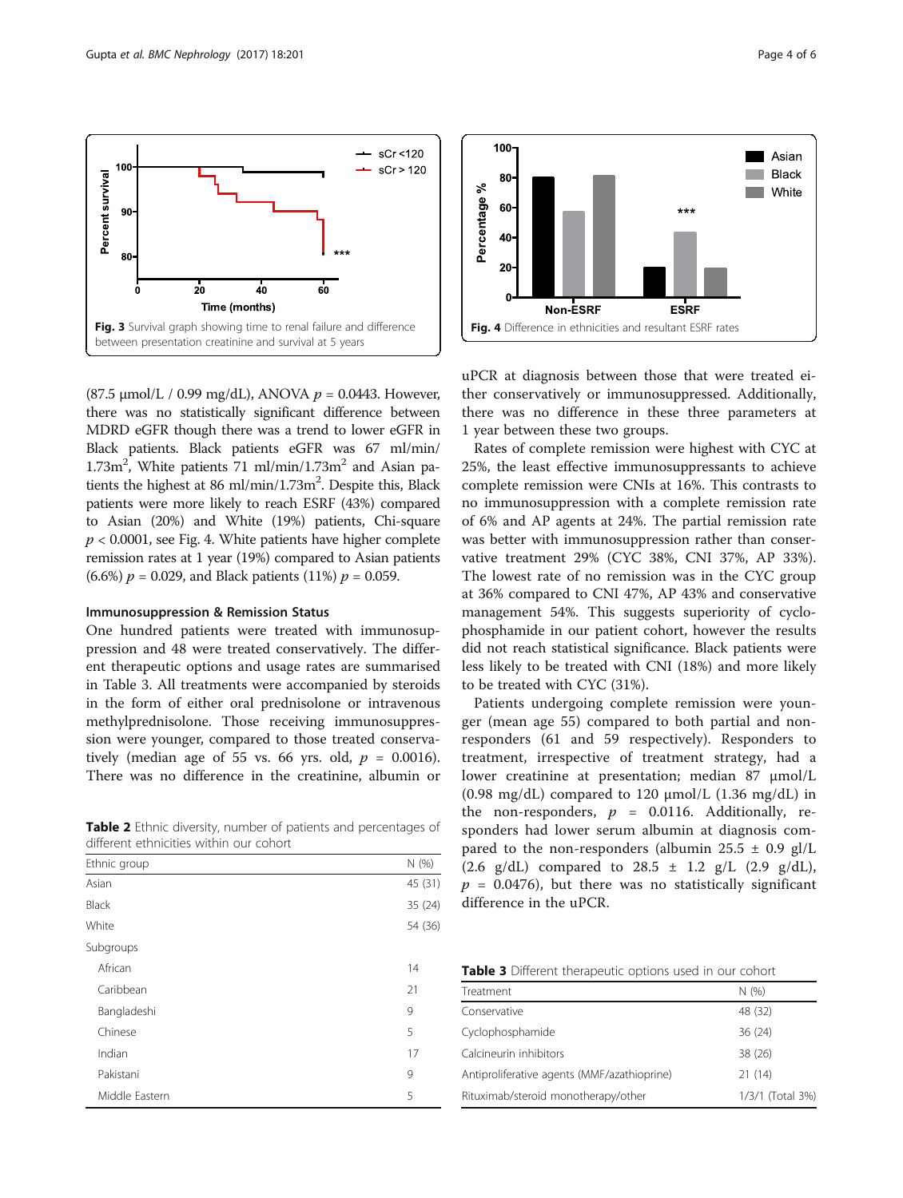Fig. 3 Survival graph showing time to renal failure and difference between presentation creatinine and survival at 5 years

Fig. 4 Difference in ethnicities and resultant ESRF rates

(87.5 μmol/L / 0.99 mg/dL), ANOVA $p = 0.0443$. However, there was no statistically significant difference between MDRD eGFR though there was a trend to lower eGFR in Black patients. Black patients eGFR was 67 ml/min/1.73m$^2$, White patients 71 ml/min/1.73m$^2$ and Asian patients the highest at 86 ml/min/1.73m$^2$. Despite this, Black patients were more likely to reach ESRF (43%) compared to Asian (20%) and White (19%) patients, Chi-square $p < 0.0001$, see Fig. 4. White patients have higher complete remission rates at 1 year (19%) compared to Asian patients (6.6%) $p = 0.029$, and Black patients (11%) $p = 0.059$.

### Immunosuppression & Remission Status

One hundred patients were treated with immunosuppression and 48 were treated conservatively. The different therapeutic options and usage rates are summarised in Table 3. All treatments were accompanied by steroids in the form of either oral prednisolone or intravenous methylprednisolone. Those receiving immunosuppression were younger, compared to those treated conservatively (median age of 55 vs. 66 yrs. old, $p = 0.0016$). There was no difference in the creatinine, albumin or uPCR at diagnosis between those that were treated either conservatively or immunosuppressed. Additionally, there was no difference in these three parameters at 1 year between these two groups.

Rates of complete remission were highest with CYC at 25%, the least effective immunosuppressants to achieve complete remission were CNIs at 16%. This contrasts to no immunosuppression with a complete remission rate of 6% and AP agents at 24%. The partial remission rate was better with immunosuppression rather than conservative treatment 29% (CYC 38%, CNI 37%, AP 33%). The lowest rate of no remission was in the CYC group at 36% compared to CNI 47%, AP 43% and conservative management 54%. This suggests superiority of cyclophosphamide in our patient cohort, however the results did not reach statistical significance. Black patients were less likely to be treated with CNI (18%) and more likely to be treated with CYC (31%).

Patients undergoing complete remission were younger (mean age 55) compared to both partial and non-responders (61 and 59 respectively). Responders to treatment, irrespective of treatment strategy, had a lower creatinine at presentation; median 87 μmol/L (0.98 mg/dL) compared to 120 μmol/L (1.36 mg/dL) in the non-responders, $p = 0.0116$. Additionally, responders had lower serum albumin at diagnosis compared to the non-responders (albumin 25.5 ± 0.9 gl/L (2.6 g/dL) compared to 28.5 ± 1.2 g/L (2.9 g/dL), $p = 0.0476$), but there was no statistically significant difference in the uPCR.

**Table 2** Ethnic diversity, number of patients and percentages of different ethnicities within our cohort

| Ethnic group | N (%) |
|---|---|
| Asian | 45 (31) |
| Black | 35 (24) |
| White | 54 (36) |
| Subgroups | |
| African | 14 |
| Caribbean | 21 |
| Bangladeshi | 9 |
| Chinese | 5 |
| Indian | 17 |
| Pakistani | 9 |
| Middle Eastern | 5 |

**Table 3** Different therapeutic options used in our cohort

| Treatment | N (%) |
|---|---|
| Conservative | 48 (32) |
| Cyclophosphamide | 36 (24) |
| Calcineurin inhibitors | 38 (26) |
| Antiproliferative agents (MMF/azathioprine) | 21 (14) |
| Rituximab/steroid monotherapy/other | 1/3/1 (Total 3%) |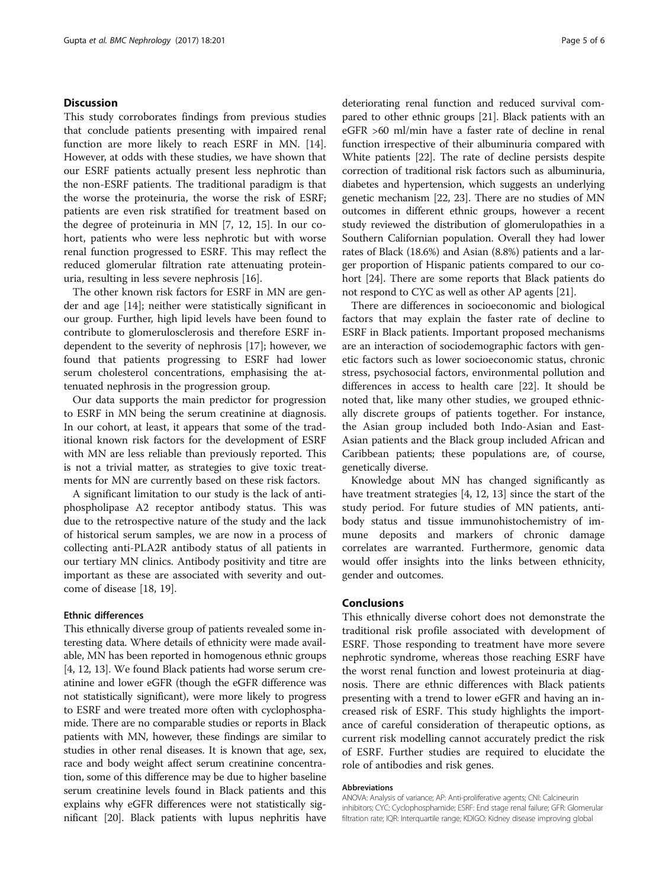## Discussion

This study corroborates findings from previous studies that conclude patients presenting with impaired renal function are more likely to reach ESRF in MN. [14]. However, at odds with these studies, we have shown that our ESRF patients actually present less nephrotic than the non-ESRF patients. The traditional paradigm is that the worse the proteinuria, the worse the risk of ESRF; patients are even risk stratified for treatment based on the degree of proteinuria in MN [7, 12, 15]. In our cohort, patients who were less nephrotic but with worse renal function progressed to ESRF. This may reflect the reduced glomerular filtration rate attenuating proteinuria, resulting in less severe nephrosis [16].

The other known risk factors for ESRF in MN are gender and age [14]; neither were statistically significant in our group. Further, high lipid levels have been found to contribute to glomerulosclerosis and therefore ESRF independent to the severity of nephrosis [17]; however, we found that patients progressing to ESRF had lower serum cholesterol concentrations, emphasising the attenuated nephrosis in the progression group.

Our data supports the main predictor for progression to ESRF in MN being the serum creatinine at diagnosis. In our cohort, at least, it appears that some of the traditional known risk factors for the development of ESRF with MN are less reliable than previously reported. This is not a trivial matter, as strategies to give toxic treatments for MN are currently based on these risk factors.

A significant limitation to our study is the lack of anti-phospholipase A2 receptor antibody status. This was due to the retrospective nature of the study and the lack of historical serum samples, we are now in a process of collecting anti-PLA2R antibody status of all patients in our tertiary MN clinics. Antibody positivity and titre are important as these are associated with severity and outcome of disease [18, 19].

### Ethnic differences

This ethnically diverse group of patients revealed some interesting data. Where details of ethnicity were made available, MN has been reported in homogenous ethnic groups [4, 12, 13]. We found Black patients had worse serum creatinine and lower eGFR (though the eGFR difference was not statistically significant), were more likely to progress to ESRF and were treated more often with cyclophosphamide. There are no comparable studies or reports in Black patients with MN, however, these findings are similar to studies in other renal diseases. It is known that age, sex, race and body weight affect serum creatinine concentration, some of this difference may be due to higher baseline serum creatinine levels found in Black patients and this explains why eGFR differences were not statistically significant [20]. Black patients with lupus nephritis have deteriorating renal function and reduced survival compared to other ethnic groups [21]. Black patients with an eGFR >60 ml/min have a faster rate of decline in renal function irrespective of their albuminuria compared with White patients [22]. The rate of decline persists despite correction of traditional risk factors such as albuminuria, diabetes and hypertension, which suggests an underlying genetic mechanism [22, 23]. There are no studies of MN outcomes in different ethnic groups, however a recent study reviewed the distribution of glomerulopathies in a Southern Californian population. Overall they had lower rates of Black (18.6%) and Asian (8.8%) patients and a larger proportion of Hispanic patients compared to our cohort [24]. There are some reports that Black patients do not respond to CYC as well as other AP agents [21].

There are differences in socioeconomic and biological factors that may explain the faster rate of decline to ESRF in Black patients. Important proposed mechanisms are an interaction of sociodemographic factors with genetic factors such as lower socioeconomic status, chronic stress, psychosocial factors, environmental pollution and differences in access to health care [22]. It should be noted that, like many other studies, we grouped ethnically discrete groups of patients together. For instance, the Asian group included both Indo-Asian and East-Asian patients and the Black group included African and Caribbean patients; these populations are, of course, genetically diverse.

Knowledge about MN has changed significantly as have treatment strategies [4, 12, 13] since the start of the study period. For future studies of MN patients, antibody status and tissue immunohistochemistry of immune deposits and markers of chronic damage correlates are warranted. Furthermore, genomic data would offer insights into the links between ethnicity, gender and outcomes.

## Conclusions

This ethnically diverse cohort does not demonstrate the traditional risk profile associated with development of ESRF. Those responding to treatment have more severe nephrotic syndrome, whereas those reaching ESRF have the worst renal function and lowest proteinuria at diagnosis. There are ethnic differences with Black patients presenting with a trend to lower eGFR and having an increased risk of ESRF. This study highlights the importance of careful consideration of therapeutic options, as current risk modelling cannot accurately predict the risk of ESRF. Further studies are required to elucidate the role of antibodies and risk genes.

#### Abbreviations

ANOVA: Analysis of variance; AP: Anti-proliferative agents; CNI: Calcineurin inhibitors; CYC: Cyclophosphamide; ESRF: End stage renal failure; GFR: Glomerular filtration rate; IQR: Interquartile range; KDIGO: Kidney disease improving global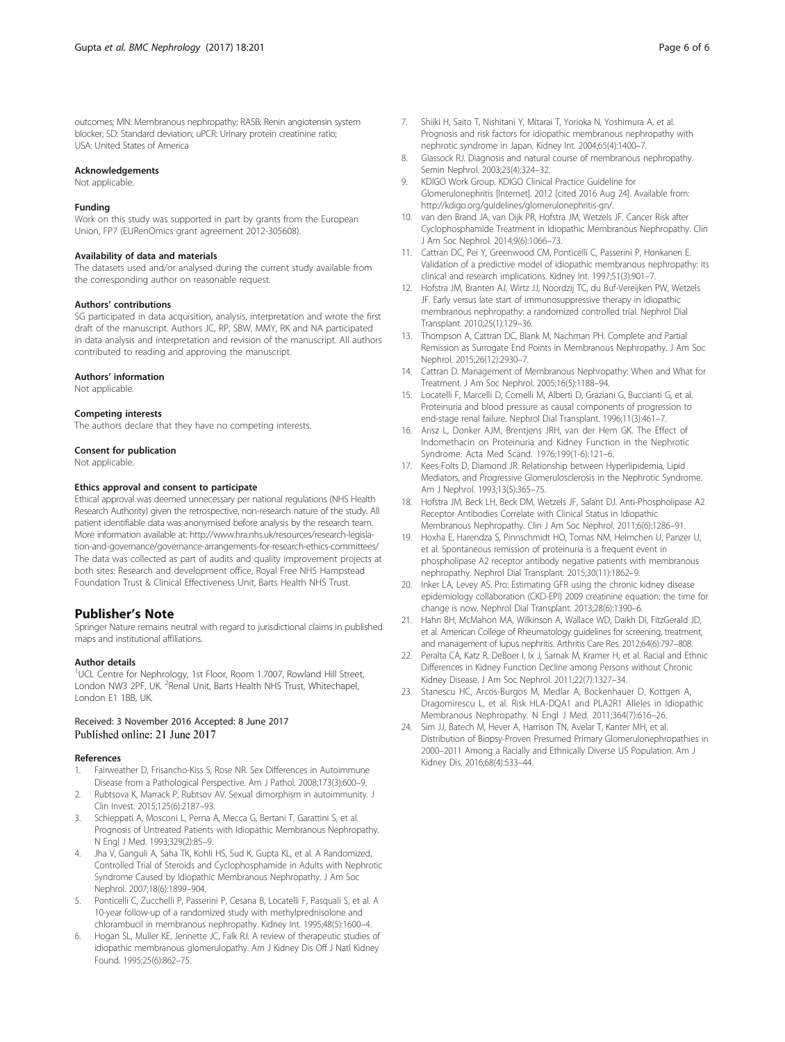outcomes; MN: Membranous nephropathy; RASB: Renin angiotensin system blocker; SD: Standard deviation; uPCR: Urinary protein creatinine ratio; USA: United States of America

### Acknowledgements

Not applicable.

### Funding

Work on this study was supported in part by grants from the European Union, FP7 (EURenOmics grant agreement 2012-305608).

### Availability of data and materials

The datasets used and/or analysed during the current study available from the corresponding author on reasonable request.

### Authors' contributions

SG participated in data acquisition, analysis, interpretation and wrote the first draft of the manuscript. Authors JC, RP, SBW, MMY, RK and NA participated in data analysis and interpretation and revision of the manuscript. All authors contributed to reading and approving the manuscript.

### Authors' information

Not applicable.

### Competing interests

The authors declare that they have no competing interests.

### Consent for publication

Not applicable.

### Ethics approval and consent to participate

Ethical approval was deemed unnecessary per national regulations (NHS Health Research Authority) given the retrospective, non-research nature of the study. All patient identifiable data was anonymised before analysis by the research team. More information available at: http://www.hra.nhs.uk/resources/research-legislation-and-governance/governance-arrangements-for-research-ethics-committees/ The data was collected as part of audits and quality improvement projects at both sites: Research and development office, Royal Free NHS Hampstead Foundation Trust & Clinical Effectiveness Unit, Barts Health NHS Trust.

## Publisher's Note

Springer Nature remains neutral with regard to jurisdictional claims in published maps and institutional affiliations.

### Author details

[1]UCL Centre for Nephrology, 1st Floor, Room 1.7007, Rowland Hill Street, London NW3 2PF, UK. [2]Renal Unit, Barts Health NHS Trust, Whitechapel, London E1 1BB, UK.

Received: 3 November 2016 Accepted: 8 June 2017
Published online: 21 June 2017

### References

1. Fairweather D, Frisancho-Kiss S, Rose NR. Sex Differences in Autoimmune Disease from a Pathological Perspective. Am J Pathol. 2008;173(3):600–9.
2. Rubtsova K, Marrack P, Rubtsov AV. Sexual dimorphism in autoimmunity. J Clin Invest. 2015;125(6):2187–93.
3. Schieppati A, Mosconi L, Perna A, Mecca G, Bertani T, Garattini S, et al. Prognosis of Untreated Patients with Idiopathic Membranous Nephropathy. N Engl J Med. 1993;329(2):85–9.
4. Jha V, Ganguli A, Saha TK, Kohli HS, Sud K, Gupta KL, et al. A Randomized, Controlled Trial of Steroids and Cyclophosphamide in Adults with Nephrotic Syndrome Caused by Idiopathic Membranous Nephropathy. J Am Soc Nephrol. 2007;18(6):1899–904.
5. Ponticelli C, Zucchelli P, Passerini P, Cesana B, Locatelli F, Pasquali S, et al. A 10-year follow-up of a randomized study with methylprednisolone and chlorambucil in membranous nephropathy. Kidney Int. 1995;48(5):1600–4.
6. Hogan SL, Muller KE, Jennette JC, Falk RJ. A review of therapeutic studies of idiopathic membranous glomerulopathy. Am J Kidney Dis Off J Natl Kidney Found. 1995;25(6):862–75.
7. Shiiki H, Saito T, Nishitani Y, Mitarai T, Yorioka N, Yoshimura A, et al. Prognosis and risk factors for idiopathic membranous nephropathy with nephrotic syndrome in Japan. Kidney Int. 2004;65(4):1400–7.
8. Glassock RJ. Diagnosis and natural course of membranous nephropathy. Semin Nephrol. 2003;23(4):324–32.
9. KDIGO Work Group. KDIGO Clinical Practice Guideline for Glomerulonephritis [Internet]. 2012 [cited 2016 Aug 24]. Available from: http://kdigo.org/guidelines/glomerulonephritis-gn/.
10. van den Brand JA, van Dijk PR, Hofstra JM, Wetzels JF. Cancer Risk after Cyclophosphamide Treatment in Idiopathic Membranous Nephropathy. Clin J Am Soc Nephrol. 2014;9(6):1066–73.
11. Cattran DC, Pei Y, Greenwood CM, Ponticelli C, Passerini P, Honkanen E. Validation of a predictive model of idiopathic membranous nephropathy: its clinical and research implications. Kidney Int. 1997;51(3):901–7.
12. Hofstra JM, Branten AJ, Wirtz JJ, Noordzij TC, du Buf-Vereijken PW, Wetzels JF. Early versus late start of immunosuppressive therapy in idiopathic membranous nephropathy: a randomized controlled trial. Nephrol Dial Transplant. 2010;25(1):129–36.
13. Thompson A, Cattran DC, Blank M, Nachman PH. Complete and Partial Remission as Surrogate End Points in Membranous Nephropathy. J Am Soc Nephrol. 2015;26(12):2930–7.
14. Cattran D. Management of Membranous Nephropathy: When and What for Treatment. J Am Soc Nephrol. 2005;16(5):1188–94.
15. Locatelli F, Marcelli D, Comelli M, Alberti D, Graziani G, Buccianti G, et al. Proteinuria and blood pressure as causal components of progression to end-stage renal failure. Nephrol Dial Transplant. 1996;11(3):461–7.
16. Arisz L, Donker AJM, Brentjens JRH, van der Hem GK. The Effect of Indomethacin on Proteinuria and Kidney Function in the Nephrotic Syndrome. Acta Med Scand. 1976;199(1-6):121–6.
17. Kees-Folts D, Diamond JR. Relationship between Hyperlipidemia, Lipid Mediators, and Progressive Glomerulosclerosis in the Nephrotic Syndrome. Am J Nephrol. 1993;13(5):365–75.
18. Hofstra JM, Beck LH, Beck DM, Wetzels JF, Salant DJ. Anti-Phospholipase A2 Receptor Antibodies Correlate with Clinical Status in Idiopathic Membranous Nephropathy. Clin J Am Soc Nephrol. 2011;6(6):1286–91.
19. Hoxha E, Harendza S, Pinnschmidt HO, Tomas NM, Helmchen U, Panzer U, et al. Spontaneous remission of proteinuria is a frequent event in phospholipase A2 receptor antibody negative patients with membranous nephropathy. Nephrol Dial Transplant. 2015;30(11):1862–9.
20. Inker LA, Levey AS. Pro: Estimating GFR using the chronic kidney disease epidemiology collaboration (CKD-EPI) 2009 creatinine equation: the time for change is now. Nephrol Dial Transplant. 2013;28(6):1390–6.
21. Hahn BH, McMahon MA, Wilkinson A, Wallace WD, Daikh DI, FitzGerald JD, et al. American College of Rheumatology guidelines for screening, treatment, and management of lupus nephritis. Arthritis Care Res. 2012;64(6):797–808.
22. Peralta CA, Katz R, DeBoer I, Ix J, Sarnak M, Kramer H, et al. Racial and Ethnic Differences in Kidney Function Decline among Persons without Chronic Kidney Disease. J Am Soc Nephrol. 2011;22(7):1327–34.
23. Stanescu HC, Arcos-Burgos M, Medlar A, Bockenhauer D, Kottgen A, Dragomirescu L, et al. Risk HLA-DQA1 and PLA2R1 Alleles in Idiopathic Membranous Nephropathy. N Engl J Med. 2011;364(7):616–26.
24. Sim JJ, Batech M, Hever A, Harrison TN, Avelar T, Kanter MH, et al. Distribution of Biopsy-Proven Presumed Primary Glomerulonephropathies in 2000–2011 Among a Racially and Ethnically Diverse US Population. Am J Kidney Dis. 2016;68(4):533–44.